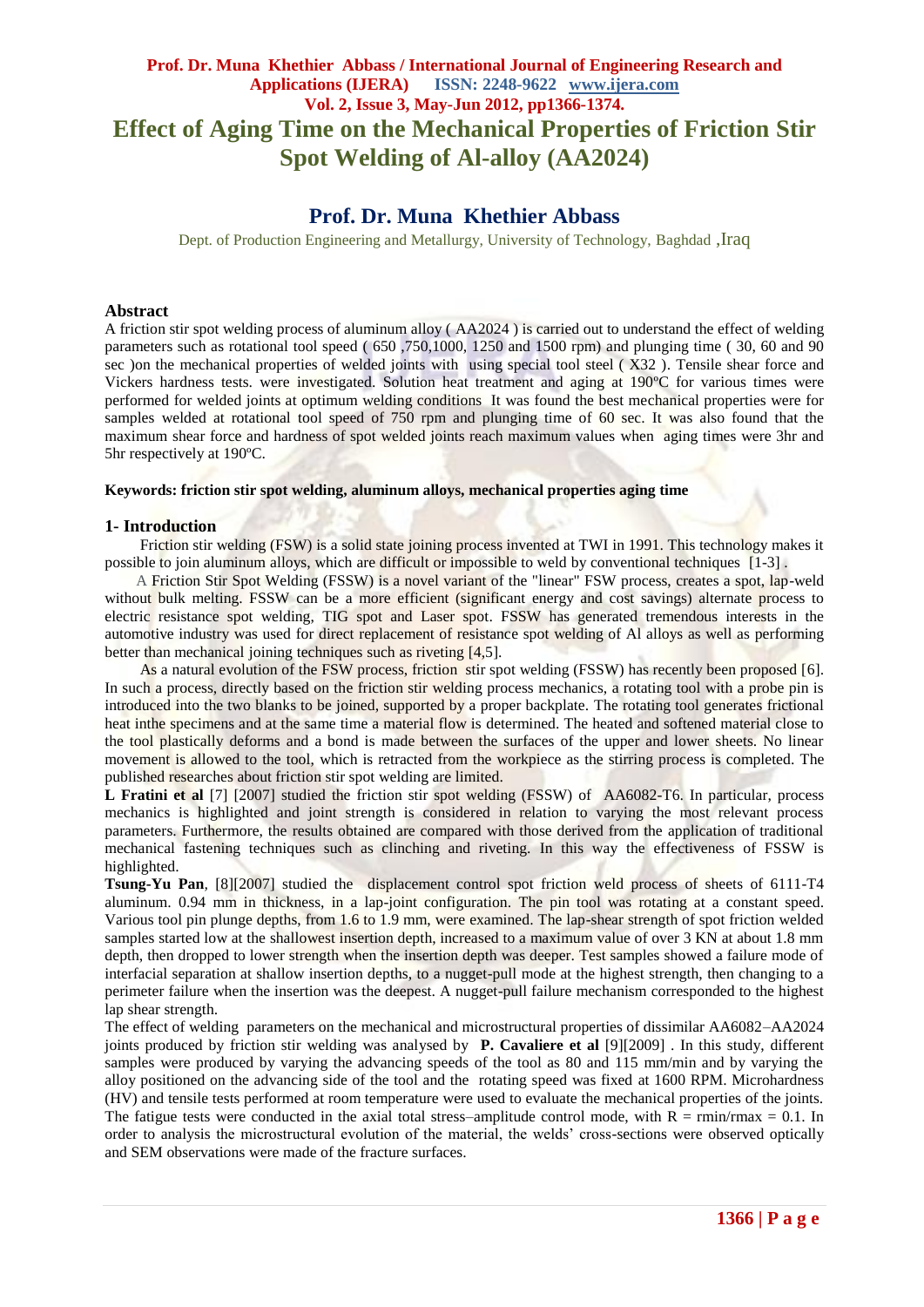# Effect of Aging Time on the Mechanical Properties of Friction Stir Spot Welding of Al-alloy (AA2024)

## Prof. Dr. Muna Khethier Abbass

Dept. of Production Engineering and Metallurgy, University of Technology, Baghdad ,Iraq

### Abstract

A friction stir spot welding process of aluminum alloy ( AA2024 ) is carried out to understand the effect of welding parameters such as rotational tool speed ( 650 ,750,1000, 1250 and 1500 rpm) and plunging time ( 30, 60 and 90 sec )on the mechanical properties of welded joints with using special tool steel ( X32 ). Tensile shear force and Vickers hardness tests. were investigated. Solution heat treatment and aging at 190ºC for various times were performed for welded joints at optimum welding conditions It was found the best mechanical properties were for samples welded at rotational tool speed of 750 rpm and plunging time of 60 sec. It was also found that the maximum shear force and hardness of spot welded joints reach maximum values when aging times were 3hr and 5hr respectively at 190ºC.

**Keywords: friction stir spot welding, aluminum alloys, mechanical properties aging time**

### 1- Introduction

Friction stir welding (FSW) is a solid state joining process invented at TWI in 1991. This technology makes it possible to join aluminum alloys, which are difficult or impossible to weld by conventional techniques [1-3] .

A Friction Stir Spot Welding (FSSW) is a novel variant of the "linear" FSW process, creates a spot, lap-weld without bulk melting. FSSW can be a more efficient (significant energy and cost savings) alternate process to electric resistance spot welding, TIG spot and Laser spot. FSSW has generated tremendous interests in the automotive industry was used for direct replacement of resistance spot welding of Al alloys as well as performing better than mechanical joining techniques such as riveting [4,5].

As a natural evolution of the FSW process, friction stir spot welding (FSSW) has recently been proposed [6]. In such a process, directly based on the friction stir welding process mechanics, a rotating tool with a probe pin is introduced into the two blanks to be joined, supported by a proper backplate. The rotating tool generates frictional heat inthe specimens and at the same time a material flow is determined. The heated and softened material close to the tool plastically deforms and a bond is made between the surfaces of the upper and lower sheets. No linear movement is allowed to the tool, which is retracted from the workpiece as the stirring process is completed. The published researches about friction stir spot welding are limited.

**L Fratini et al** [7] [2007] studied the friction stir spot welding (FSSW) of AA6082-T6. In particular, process mechanics is highlighted and joint strength is considered in relation to varying the most relevant process parameters. Furthermore, the results obtained are compared with those derived from the application of traditional mechanical fastening techniques such as clinching and riveting. In this way the effectiveness of FSSW is highlighted.

**Tsung-Yu Pan**, [8][2007] studied the displacement control spot friction weld process of sheets of 6111-T4 aluminum. 0.94 mm in thickness, in a lap-joint configuration. The pin tool was rotating at a constant speed. Various tool pin plunge depths, from 1.6 to 1.9 mm, were examined. The lap-shear strength of spot friction welded samples started low at the shallowest insertion depth, increased to a maximum value of over 3 KN at about 1.8 mm depth, then dropped to lower strength when the insertion depth was deeper. Test samples showed a failure mode of interfacial separation at shallow insertion depths, to a nugget-pull mode at the highest strength, then changing to a perimeter failure when the insertion was the deepest. A nugget-pull failure mechanism corresponded to the highest lap shear strength.

The effect of welding parameters on the mechanical and microstructural properties of dissimilar AA6082–AA2024 joints produced by friction stir welding was analysed by **P. Cavaliere et al** [9][2009] . In this study, different samples were produced by varying the advancing speeds of the tool as 80 and 115 mm/min and by varying the alloy positioned on the advancing side of the tool and the rotating speed was fixed at 1600 RPM. Microhardness (HV) and tensile tests performed at room temperature were used to evaluate the mechanical properties of the joints. The fatigue tests were conducted in the axial total stress–amplitude control mode, with R = rmin/rmax = 0.1. In order to analysis the microstructural evolution of the material, the welds' cross-sections were observed optically and SEM observations were made of the fracture surfaces.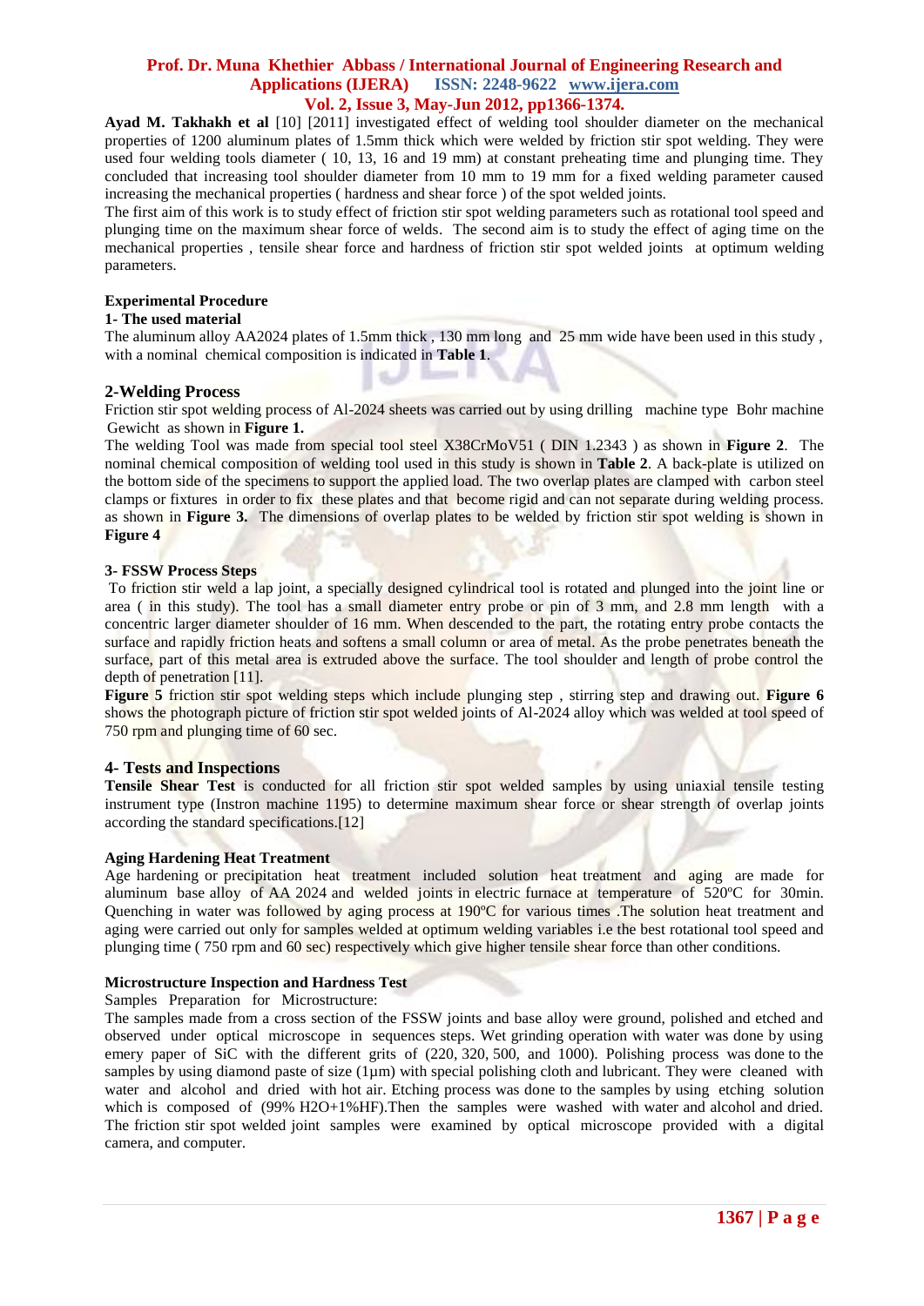**Ayad M. Takhakh et al** [10] [2011] investigated effect of welding tool shoulder diameter on the mechanical properties of 1200 aluminum plates of 1.5mm thick which were welded by friction stir spot welding. They were used four welding tools diameter ( 10, 13, 16 and 19 mm) at constant preheating time and plunging time. They concluded that increasing tool shoulder diameter from 10 mm to 19 mm for a fixed welding parameter caused increasing the mechanical properties ( hardness and shear force ) of the spot welded joints.

The first aim of this work is to study effect of friction stir spot welding parameters such as rotational tool speed and plunging time on the maximum shear force of welds. The second aim is to study the effect of aging time on the mechanical properties , tensile shear force and hardness of friction stir spot welded joints at optimum welding parameters.

### Experimental Procedure

#### 1- The used material

The aluminum alloy AA2024 plates of 1.5mm thick , 130 mm long and 25 mm wide have been used in this study , with a nominal chemical composition is indicated in **Table 1**.

## 2-Welding Process

Friction stir spot welding process of Al-2024 sheets was carried out by using drilling machine type Bohr machine Gewicht as shown in **Figure 1.**

The welding Tool was made from special tool steel X38CrMoV51 ( DIN 1.2343 ) as shown in **Figure 2**. The nominal chemical composition of welding tool used in this study is shown in **Table 2**. A back-plate is utilized on the bottom side of the specimens to support the applied load. The two overlap plates are clamped with carbon steel clamps or fixtures in order to fix these plates and that become rigid and can not separate during welding process. as shown in **Figure 3.** The dimensions of overlap plates to be welded by friction stir spot welding is shown in **Figure 4**

#### 3- FSSW Process Steps

To friction stir weld a lap joint, a specially designed cylindrical tool is rotated and plunged into the joint line or area ( in this study). The tool has a small diameter entry probe or pin of 3 mm, and 2.8 mm length with a concentric larger diameter shoulder of 16 mm. When descended to the part, the rotating entry probe contacts the surface and rapidly friction heats and softens a small column or area of metal. As the probe penetrates beneath the surface, part of this metal area is extruded above the surface. The tool shoulder and length of probe control the depth of penetration [11].

**Figure 5** friction stir spot welding steps which include plunging step , stirring step and drawing out. **Figure 6** shows the photograph picture of friction stir spot welded joints of Al-2024 alloy which was welded at tool speed of 750 rpm and plunging time of 60 sec.

## 4- Tests and Inspections

**Tensile Shear Test** is conducted for all friction stir spot welded samples by using uniaxial tensile testing instrument type (Instron machine 1195) to determine maximum shear force or shear strength of overlap joints according the standard specifications.[12]

#### Aging Hardening Heat Treatment

Age hardening or precipitation heat treatment included solution heat treatment and aging are made for aluminum base alloy of AA 2024 and welded joints in electric furnace at temperature of 520ºC for 30min. Quenching in water was followed by aging process at 190ºC for various times .The solution heat treatment and aging were carried out only for samples welded at optimum welding variables i.e the best rotational tool speed and plunging time ( 750 rpm and 60 sec) respectively which give higher tensile shear force than other conditions.

#### Microstructure Inspection and Hardness Test

Samples Preparation for Microstructure:

The samples made from a cross section of the FSSW joints and base alloy were ground, polished and etched and observed under optical microscope in sequences steps. Wet grinding operation with water was done by using emery paper of SiC with the different grits of (220, 320, 500, and 1000). Polishing process was done to the samples by using diamond paste of size (1µm) with special polishing cloth and lubricant. They were cleaned with water and alcohol and dried with hot air. Etching process was done to the samples by using etching solution which is composed of (99% $H_2O$+1%HF).Then the samples were washed with water and alcohol and dried. The friction stir spot welded joint samples were examined by optical microscope provided with a digital camera, and computer.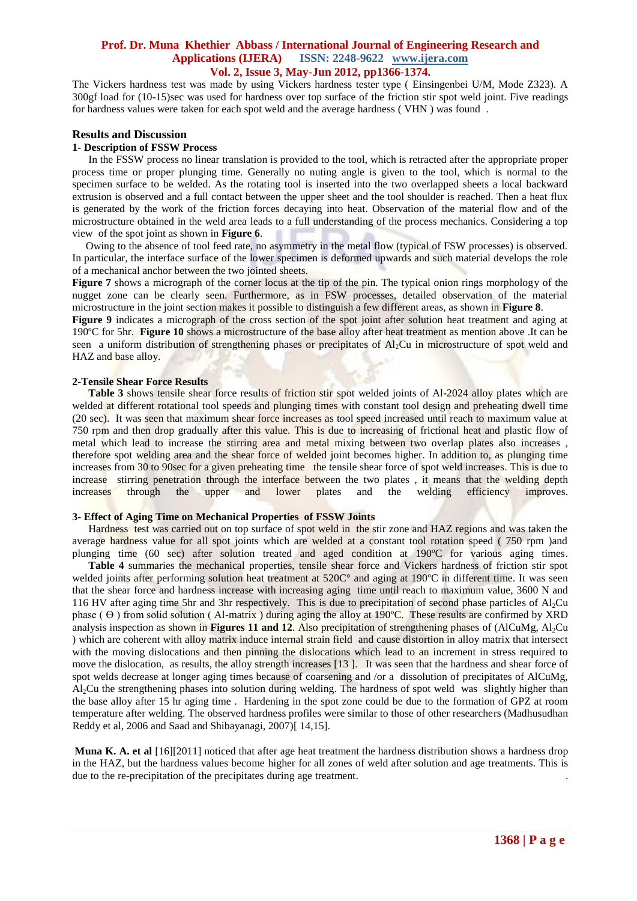The Vickers hardness test was made by using Vickers hardness tester type ( Einsingenbei U/M, Mode Z323). A 300gf load for (10-15)sec was used for hardness over top surface of the friction stir spot weld joint. Five readings for hardness values were taken for each spot weld and the average hardness ( VHN ) was found .

## Results and Discussion

### 1- Description of FSSW Process

In the FSSW process no linear translation is provided to the tool, which is retracted after the appropriate proper process time or proper plunging time. Generally no nuting angle is given to the tool, which is normal to the specimen surface to be welded. As the rotating tool is inserted into the two overlapped sheets a local backward extrusion is observed and a full contact between the upper sheet and the tool shoulder is reached. Then a heat flux is generated by the work of the friction forces decaying into heat. Observation of the material flow and of the microstructure obtained in the weld area leads to a full understanding of the process mechanics. Considering a top view of the spot joint as shown in **Figure 6**.

Owing to the absence of tool feed rate, no asymmetry in the metal flow (typical of FSW processes) is observed. In particular, the interface surface of the lower specimen is deformed upwards and such material develops the role of a mechanical anchor between the two jointed sheets.

**Figure 7** shows a micrograph of the corner locus at the tip of the pin. The typical onion rings morphology of the nugget zone can be clearly seen. Furthermore, as in FSW processes, detailed observation of the material microstructure in the joint section makes it possible to distinguish a few different areas, as shown in **Figure 8**.

**Figure 9** indicates a micrograph of the cross section of the spot joint after solution heat treatment and aging at 190ºC for 5hr. **Figure 10** shows a microstructure of the base alloy after heat treatment as mention above .It can be seen a uniform distribution of strengthening phases or precipitates of $Al_2Cu$ in microstructure of spot weld and HAZ and base alloy.

### 2-Tensile Shear Force Results

**Table 3** shows tensile shear force results of friction stir spot welded joints of Al-2024 alloy plates which are welded at different rotational tool speeds and plunging times with constant tool design and preheating dwell time (20 sec). It was seen that maximum shear force increases as tool speed increased until reach to maximum value at 750 rpm and then drop gradually after this value. This is due to increasing of frictional heat and plastic flow of metal which lead to increase the stirring area and metal mixing between two overlap plates also increases , therefore spot welding area and the shear force of welded joint becomes higher. In addition to, as plunging time increases from 30 to 90sec for a given preheating time the tensile shear force of spot weld increases. This is due to increase stirring penetration through the interface between the two plates , it means that the welding depth increases through the upper and lower plates and the welding efficiency improves.

### 3- Effect of Aging Time on Mechanical Properties of FSSW Joints

Hardness test was carried out on top surface of spot weld in the stir zone and HAZ regions and was taken the average hardness value for all spot joints which are welded at a constant tool rotation speed ( 750 rpm )and plunging time (60 sec) after solution treated and aged condition at 190ºC for various aging times.

**Table 4** summaries the mechanical properties, tensile shear force and Vickers hardness of friction stir spot welded joints after performing solution heat treatment at 520C° and aging at 190ºC in different time. It was seen that the shear force and hardness increase with increasing aging time until reach to maximum value, 3600 N and 116 HV after aging time 5hr and 3hr respectively. This is due to precipitation of second phase particles of $Al_2Cu$ phase ( Ɵ ) from solid solution ( Al-matrix ) during aging the alloy at 190ºC. These results are confirmed by XRD analysis inspection as shown in **Figures 11 and 12**. Also precipitation of strengthening phases of (AlCuMg, $Al_2Cu$ ) which are coherent with alloy matrix induce internal strain field and cause distortion in alloy matrix that intersect with the moving dislocations and then pinning the dislocations which lead to an increment in stress required to move the dislocation, as results, the alloy strength increases [13 ]. It was seen that the hardness and shear force of spot welds decrease at longer aging times because of coarsening and /or a dissolution of precipitates of AlCuMg, $Al_2Cu$ the strengthening phases into solution during welding. The hardness of spot weld was slightly higher than the base alloy after 15 hr aging time . Hardening in the spot zone could be due to the formation of GPZ at room temperature after welding. The observed hardness profiles were similar to those of other researchers (Madhusudhan Reddy et al, 2006 and Saad and Shibayanagi, 2007)[ 14,15].

**Muna K. A. et al** [16][2011] noticed that after age heat treatment the hardness distribution shows a hardness drop in the HAZ, but the hardness values become higher for all zones of weld after solution and age treatments. This is due to the re-precipitation of the precipitates during age treatment. .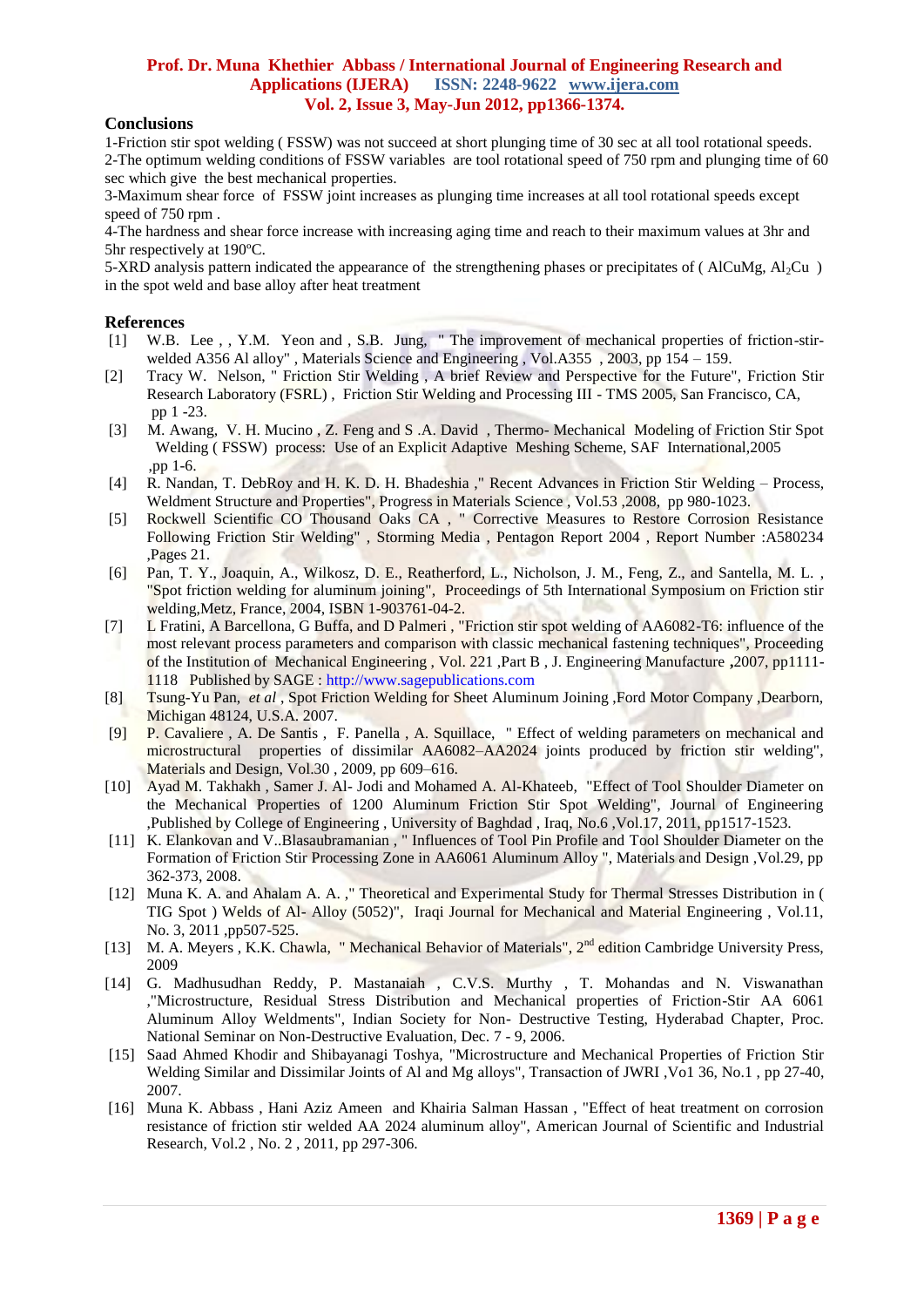## Conclusions

1-Friction stir spot welding ( FSSW) was not succeed at short plunging time of 30 sec at all tool rotational speeds.
2-The optimum welding conditions of FSSW variables are tool rotational speed of 750 rpm and plunging time of 60 sec which give the best mechanical properties.
3-Maximum shear force of FSSW joint increases as plunging time increases at all tool rotational speeds except speed of 750 rpm .
4-The hardness and shear force increase with increasing aging time and reach to their maximum values at 3hr and 5hr respectively at 190ºC.
5-XRD analysis pattern indicated the appearance of the strengthening phases or precipitates of ( AlCuMg, $Al_2Cu$ ) in the spot weld and base alloy after heat treatment

## References

[1] W.B. Lee , , Y.M. Yeon and , S.B. Jung, " The improvement of mechanical properties of friction-stir-welded A356 Al alloy" , Materials Science and Engineering , Vol.A355 , 2003, pp 154 – 159.

[2] Tracy W. Nelson, " Friction Stir Welding , A brief Review and Perspective for the Future", Friction Stir Research Laboratory (FSRL) , Friction Stir Welding and Processing III - TMS 2005, San Francisco, CA, pp 1 -23.

[3] M. Awang, V. H. Mucino , Z. Feng and S .A. David , Thermo- Mechanical Modeling of Friction Stir Spot Welding ( FSSW) process: Use of an Explicit Adaptive Meshing Scheme, SAF International,2005 ,pp 1-6.

[4] R. Nandan, T. DebRoy and H. K. D. H. Bhadeshia ," Recent Advances in Friction Stir Welding – Process, Weldment Structure and Properties", Progress in Materials Science , Vol.53 ,2008, pp 980-1023.

[5] Rockwell Scientific CO Thousand Oaks CA , " Corrective Measures to Restore Corrosion Resistance Following Friction Stir Welding" , Storming Media , Pentagon Report 2004 , Report Number :A580234 ,Pages 21.

[6] Pan, T. Y., Joaquin, A., Wilkosz, D. E., Reatherford, L., Nicholson, J. M., Feng, Z., and Santella, M. L. , "Spot friction welding for aluminum joining", Proceedings of 5th International Symposium on Friction stir welding,Metz, France, 2004, ISBN 1-903761-04-2.

[7] L Fratini, A Barcellona, G Buffa, and D Palmeri , "Friction stir spot welding of AA6082-T6: influence of the most relevant process parameters and comparison with classic mechanical fastening techniques", Proceeding of the Institution of Mechanical Engineering , Vol. 221 ,Part B , J. Engineering Manufacture ,2007, pp1111-1118 Published by SAGE : http://www.sagepublications.com

[8] Tsung-Yu Pan, *et al* , Spot Friction Welding for Sheet Aluminum Joining ,Ford Motor Company ,Dearborn, Michigan 48124, U.S.A. 2007.

[9] P. Cavaliere , A. De Santis , F. Panella , A. Squillace, " Effect of welding parameters on mechanical and microstructural properties of dissimilar AA6082–AA2024 joints produced by friction stir welding", Materials and Design, Vol.30 , 2009, pp 609–616.

[10] Ayad M. Takhakh , Samer J. Al- Jodi and Mohamed A. Al-Khateeb, "Effect of Tool Shoulder Diameter on the Mechanical Properties of 1200 Aluminum Friction Stir Spot Welding", Journal of Engineering ,Published by College of Engineering , University of Baghdad , Iraq, No.6 ,Vol.17, 2011, pp1517-1523.

[11] K. Elankovan and V..Blasaubramanian , " Influences of Tool Pin Profile and Tool Shoulder Diameter on the Formation of Friction Stir Processing Zone in AA6061 Aluminum Alloy ", Materials and Design ,Vol.29, pp 362-373, 2008.

[12] Muna K. A. and Ahalam A. A. ," Theoretical and Experimental Study for Thermal Stresses Distribution in ( TIG Spot ) Welds of Al- Alloy (5052)", Iraqi Journal for Mechanical and Material Engineering , Vol.11, No. 3, 2011 ,pp507-525.

[13] M. A. Meyers , K.K. Chawla, " Mechanical Behavior of Materials", 2nd edition Cambridge University Press, 2009

[14] G. Madhusudhan Reddy, P. Mastanaiah , C.V.S. Murthy , T. Mohandas and N. Viswanathan ,"Microstructure, Residual Stress Distribution and Mechanical properties of Friction-Stir AA 6061 Aluminum Alloy Weldments", Indian Society for Non- Destructive Testing, Hyderabad Chapter, Proc. National Seminar on Non-Destructive Evaluation, Dec. 7 - 9, 2006.

[15] Saad Ahmed Khodir and Shibayanagi Toshya, "Microstructure and Mechanical Properties of Friction Stir Welding Similar and Dissimilar Joints of Al and Mg alloys", Transaction of JWRI ,Vo1 36, No.1 , pp 27-40, 2007.

[16] Muna K. Abbass , Hani Aziz Ameen and Khairia Salman Hassan , "Effect of heat treatment on corrosion resistance of friction stir welded AA 2024 aluminum alloy", American Journal of Scientific and Industrial Research, Vol.2 , No. 2 , 2011, pp 297-306.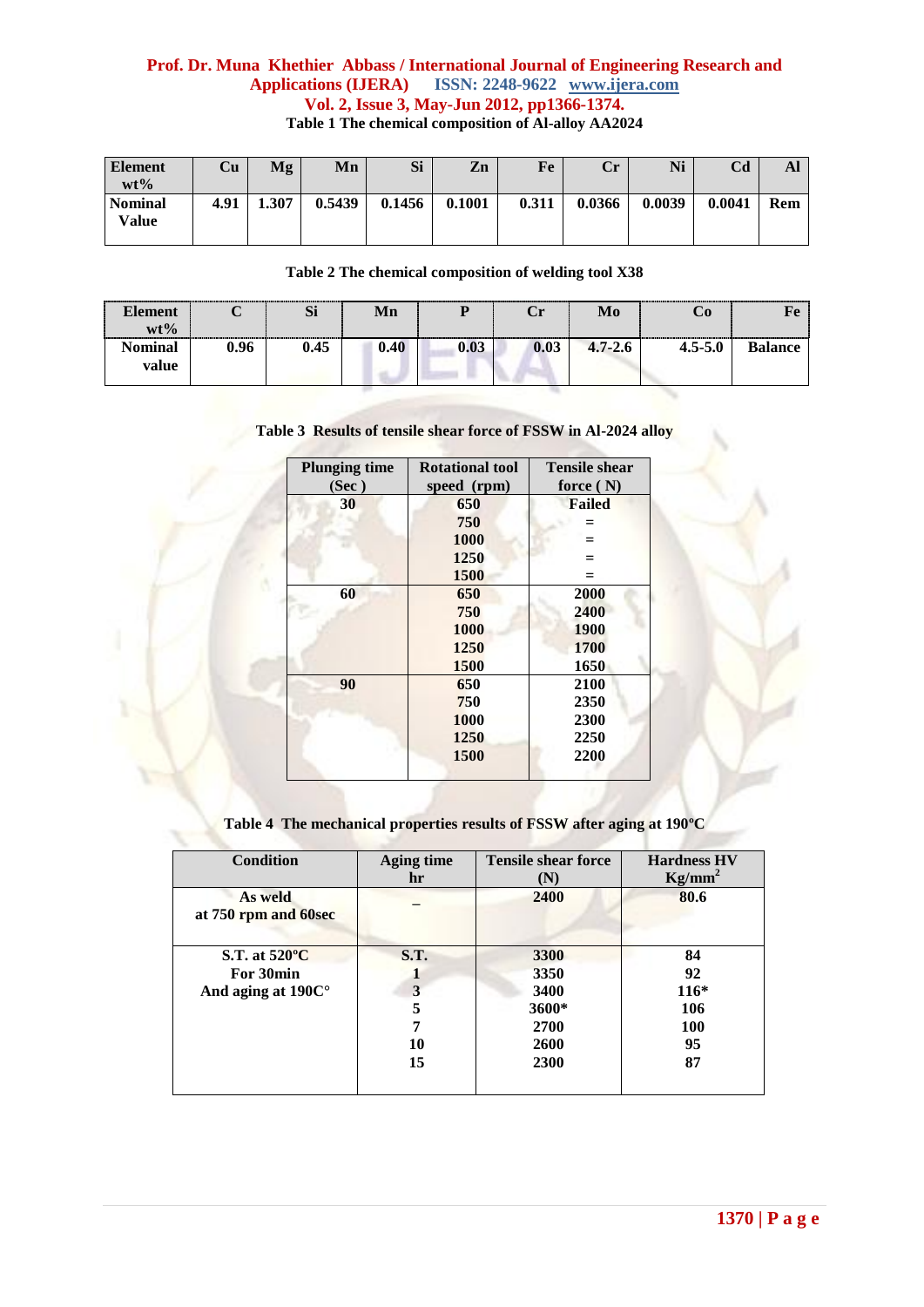Table 1 The chemical composition of Al-alloy AA2024

| Element wt% | Cu | Mg | Mn | Si | Zn | Fe | Cr | Ni | Cd | Al |
|---|---|---|---|---|---|---|---|---|---|---|
| Nominal Value | 4.91 | 1.307 | 0.5439 | 0.1456 | 0.1001 | 0.311 | 0.0366 | 0.0039 | 0.0041 | Rem |

Table 2 The chemical composition of welding tool X38

| Element wt% | C | Si | Mn | P | Cr | Mo | Co | Fe |
|---|---|---|---|---|---|---|---|---|
| Nominal value | 0.96 | 0.45 | 0.40 | 0.03 | 0.03 | 4.7-2.6 | 4.5-5.0 | Balance |

Table 3 Results of tensile shear force of FSSW in Al-2024 alloy

| Plunging time (Sec ) | Rotational tool speed (rpm) | Tensile shear force ( N) |
|---|---|---|
| 30 | 650 | Failed |
| | 750 | = |
| | 1000 | = |
| | 1250 | = |
| | 1500 | = |
| 60 | 650 | 2000 |
| | 750 | 2400 |
| | 1000 | 1900 |
| | 1250 | 1700 |
| | 1500 | 1650 |
| 90 | 650 | 2100 |
| | 750 | 2350 |
| | 1000 | 2300 |
| | 1250 | 2250 |
| | 1500 | 2200 |

Table 4 The mechanical properties results of FSSW after aging at 190ºC

| Condition | Aging time hr | Tensile shear force (N) | Hardness HV $Kg/mm^2$ |
|---|---|---|---|
| As weld at 750 rpm and 60sec | – | 2400 | 80.6 |
| S.T. at 520ºC For 30min And aging at 190Cº | S.T. | 3300 | 84 |
| | 1 | 3350 | 92 |
| | 3 | 3400 | 116* |
| | 5 | 3600* | 106 |
| | 7 | 2700 | 100 |
| | 10 | 2600 | 95 |
| | 15 | 2300 | 87 |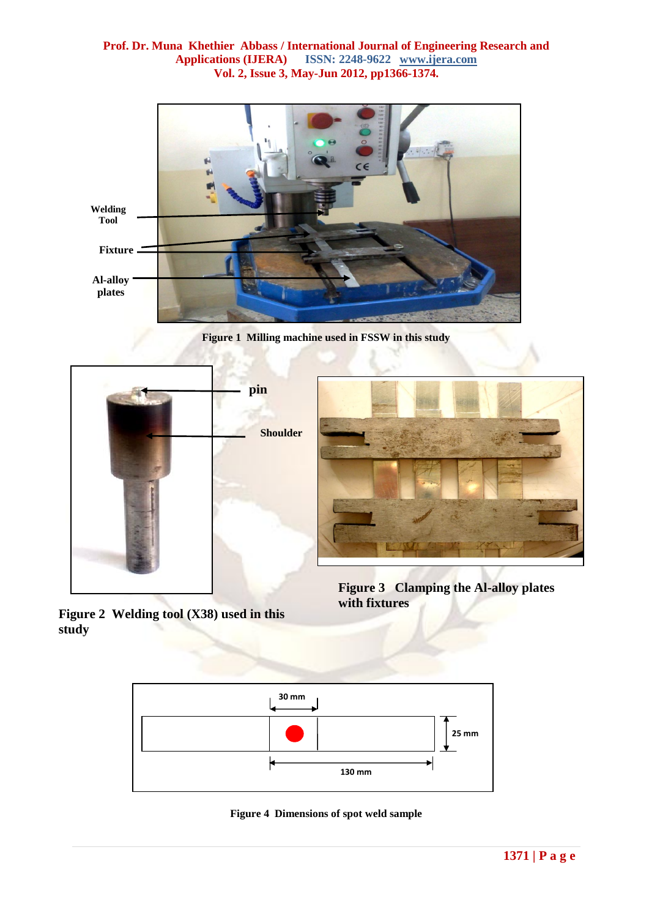Figure 1  Milling machine used in FSSW in this study

Figure 2  Welding tool (X38) used in this study

Figure 3  Clamping the Al-alloy plates with fixtures

Figure 4  Dimensions of spot weld sample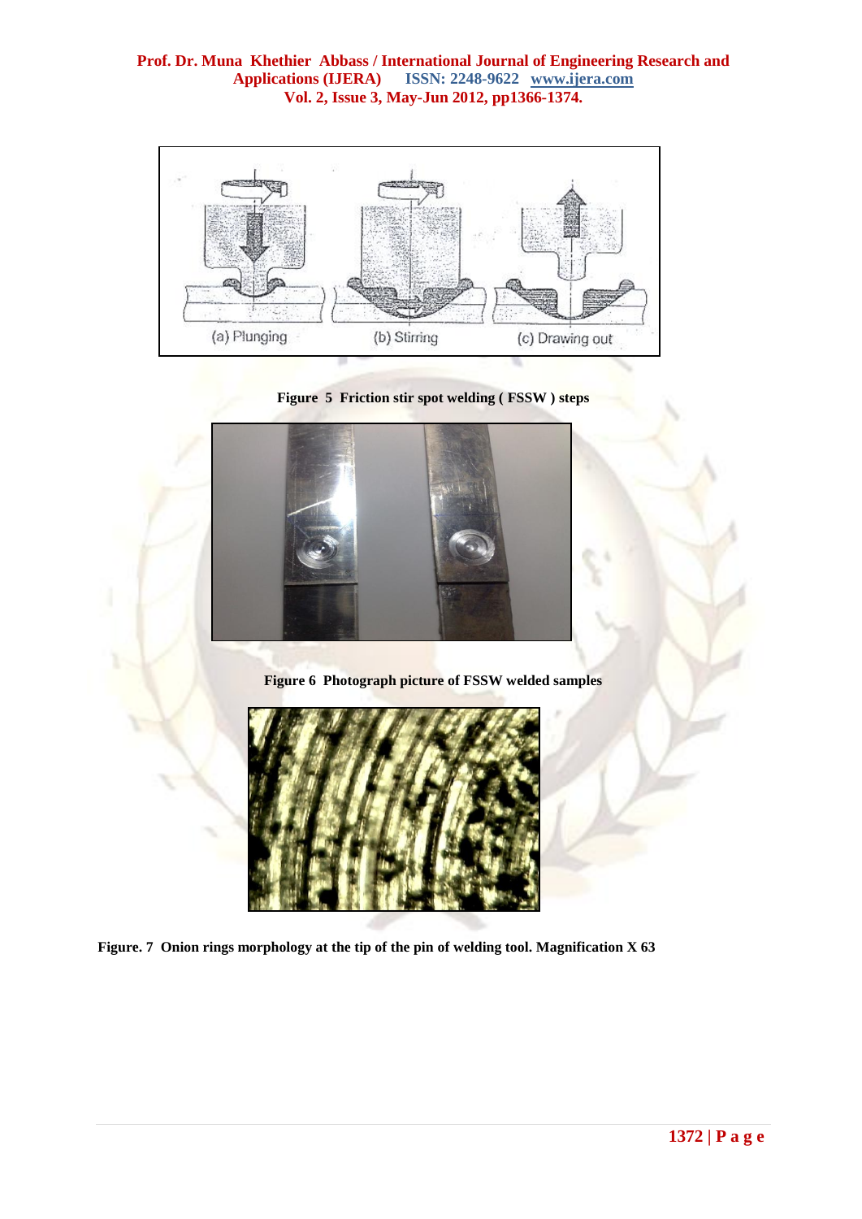(a) Plunging (b) Stirring (c) Drawing out

**Figure 5 Friction stir spot welding ( FSSW ) steps**

**Figure 6 Photograph picture of FSSW welded samples**

**Figure. 7 Onion rings morphology at the tip of the pin of welding tool. Magnification X 63**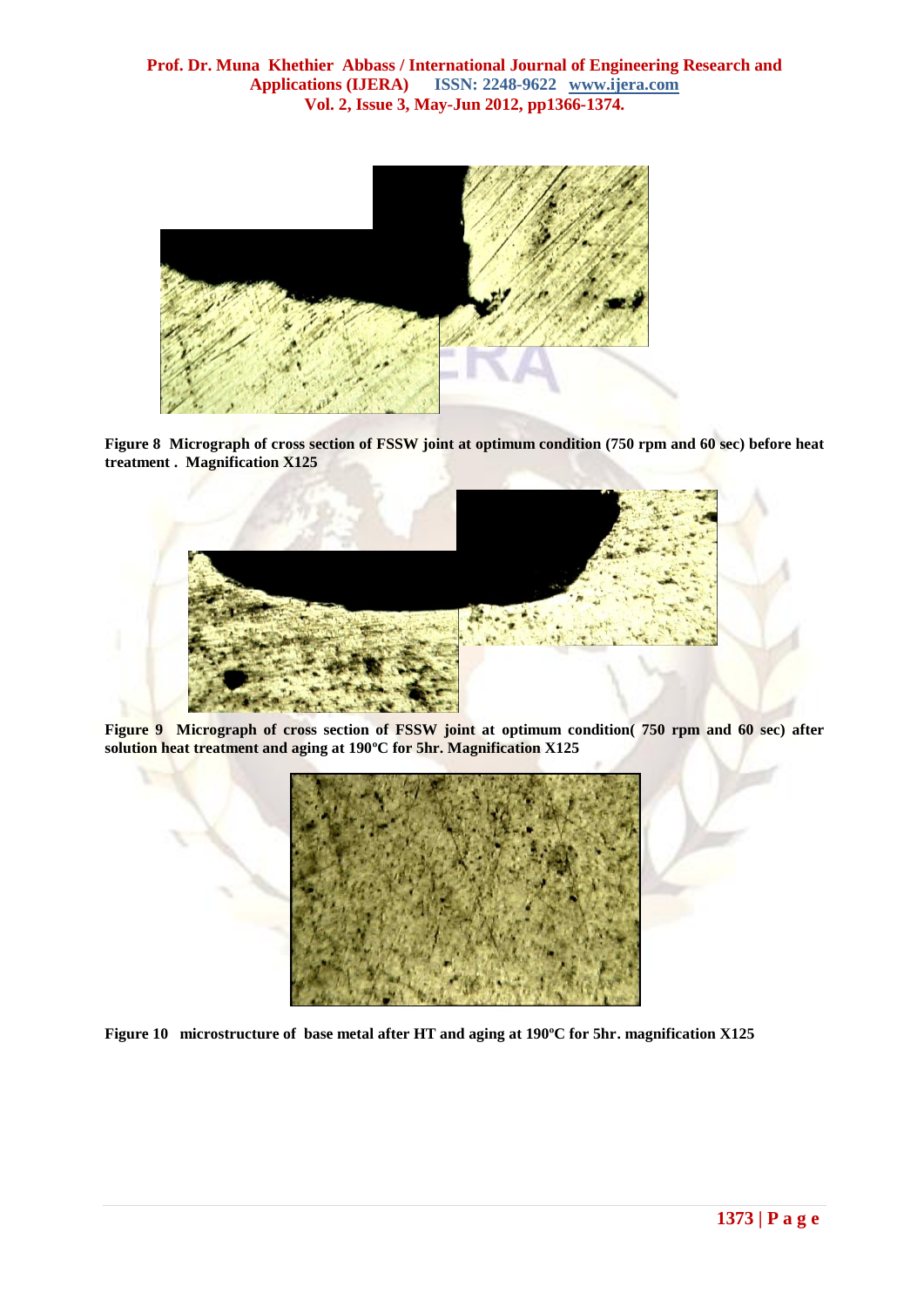Figure 8 Micrograph of cross section of FSSW joint at optimum condition (750 rpm and 60 sec) before heat treatment . Magnification X125

Figure 9 Micrograph of cross section of FSSW joint at optimum condition( 750 rpm and 60 sec) after solution heat treatment and aging at 190ºC for 5hr. Magnification X125

Figure 10 microstructure of base metal after HT and aging at 190ºC for 5hr. magnification X125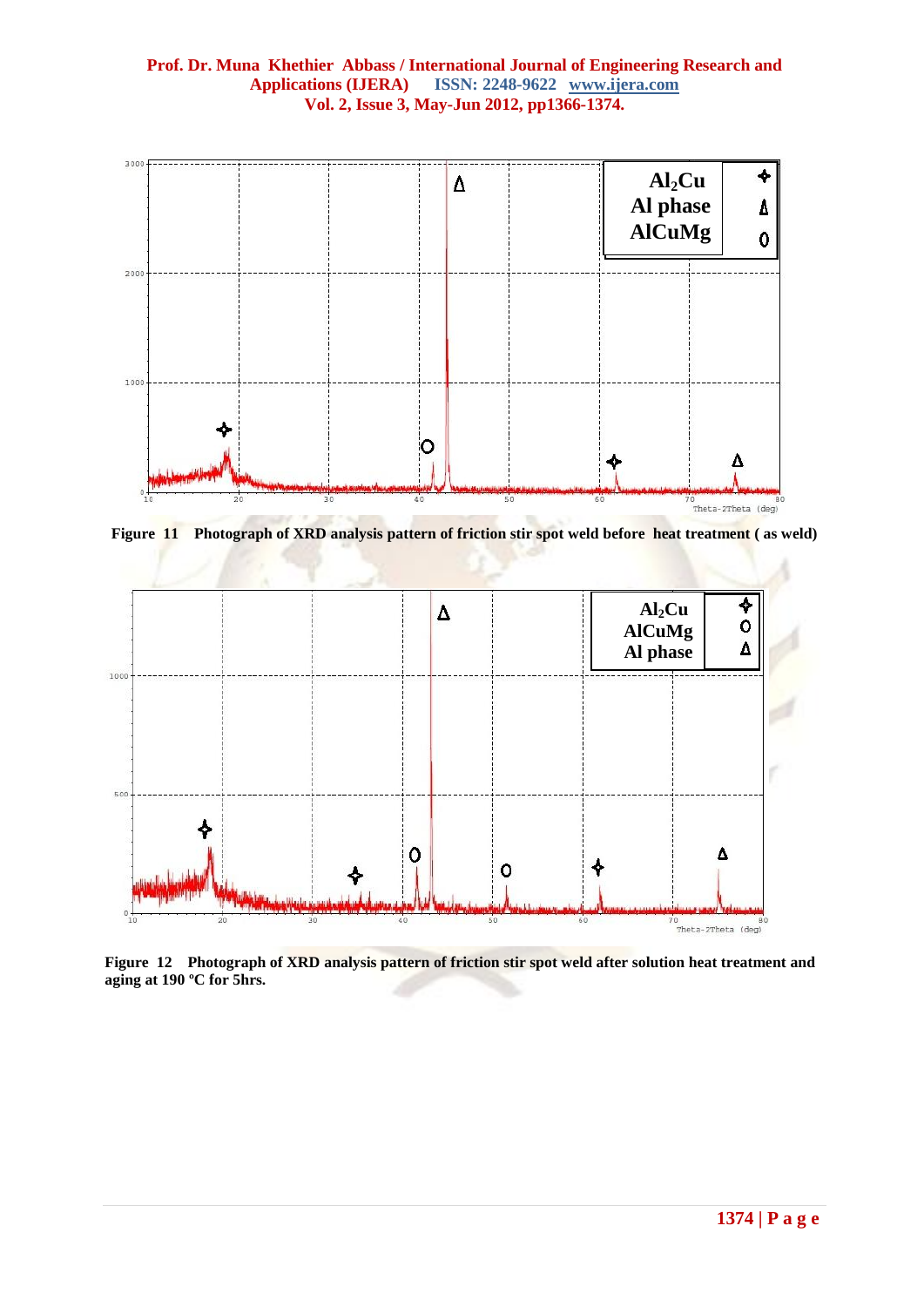3000

2000

1000

0

10 20 30 40 50 60 70 80

Theta-2Theta (deg)

$Al_2Cu$

Al phase

AlCuMg

**Figure 11 Photograph of XRD analysis pattern of friction stir spot weld before heat treatment ( as weld)**

1000

500

0

10 20 30 40 50 60 70 80

Theta-2Theta (deg)

$Al_2Cu$

AlCuMg

Al phase

**Figure 12 Photograph of XRD analysis pattern of friction stir spot weld after solution heat treatment and aging at 190 ºC for 5hrs.**